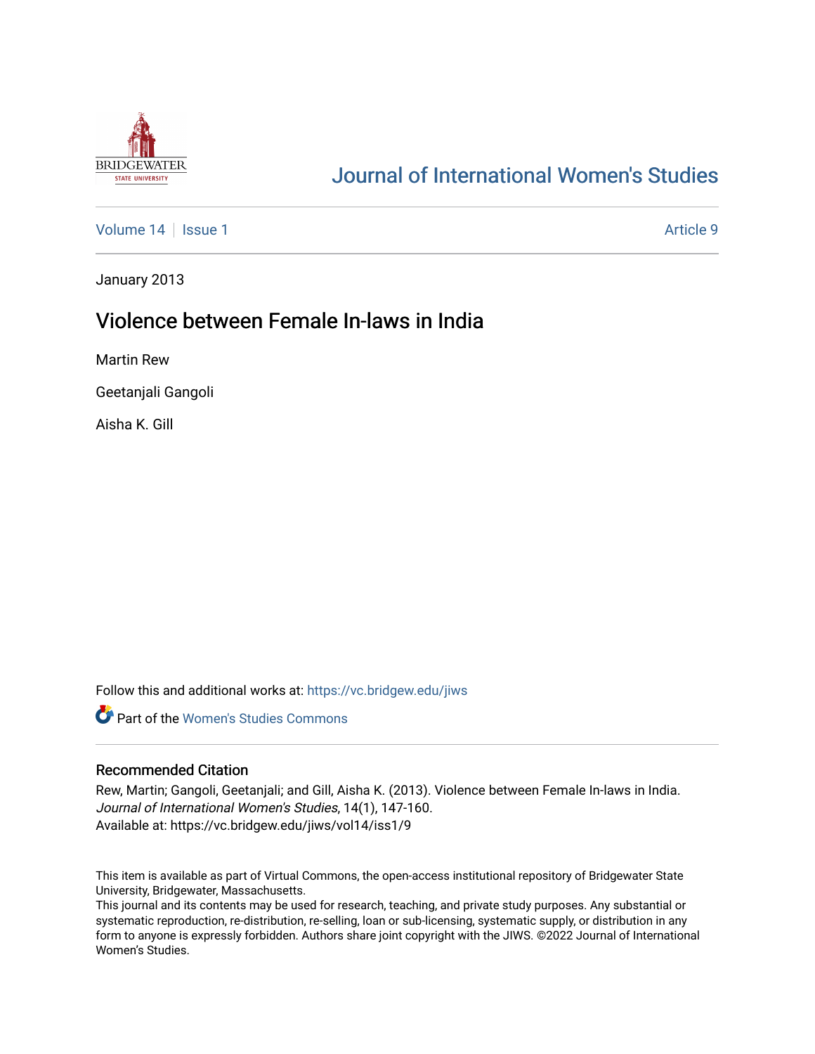# Journal of International Women's Studies

Volume 14 | Issue 1 | Article 9

January 2013

## Violence between Female In-laws in India

Martin Rew

Geetanjali Gangoli

Aisha K. Gill

Follow this and additional works at: https://vc.bridgew.edu/jiws

Part of the Women's Studies Commons

### Recommended Citation

Rew, Martin; Gangoli, Geetanjali; and Gill, Aisha K. (2013). Violence between Female In-laws in India. *Journal of International Women's Studies*, 14(1), 147-160.
Available at: https://vc.bridgew.edu/jiws/vol14/iss1/9

This item is available as part of Virtual Commons, the open-access institutional repository of Bridgewater State University, Bridgewater, Massachusetts.
This journal and its contents may be used for research, teaching, and private study purposes. Any substantial or systematic reproduction, re-distribution, re-selling, loan or sub-licensing, systematic supply, or distribution in any form to anyone is expressly forbidden. Authors share joint copyright with the JIWS. ©2022 Journal of International Women's Studies.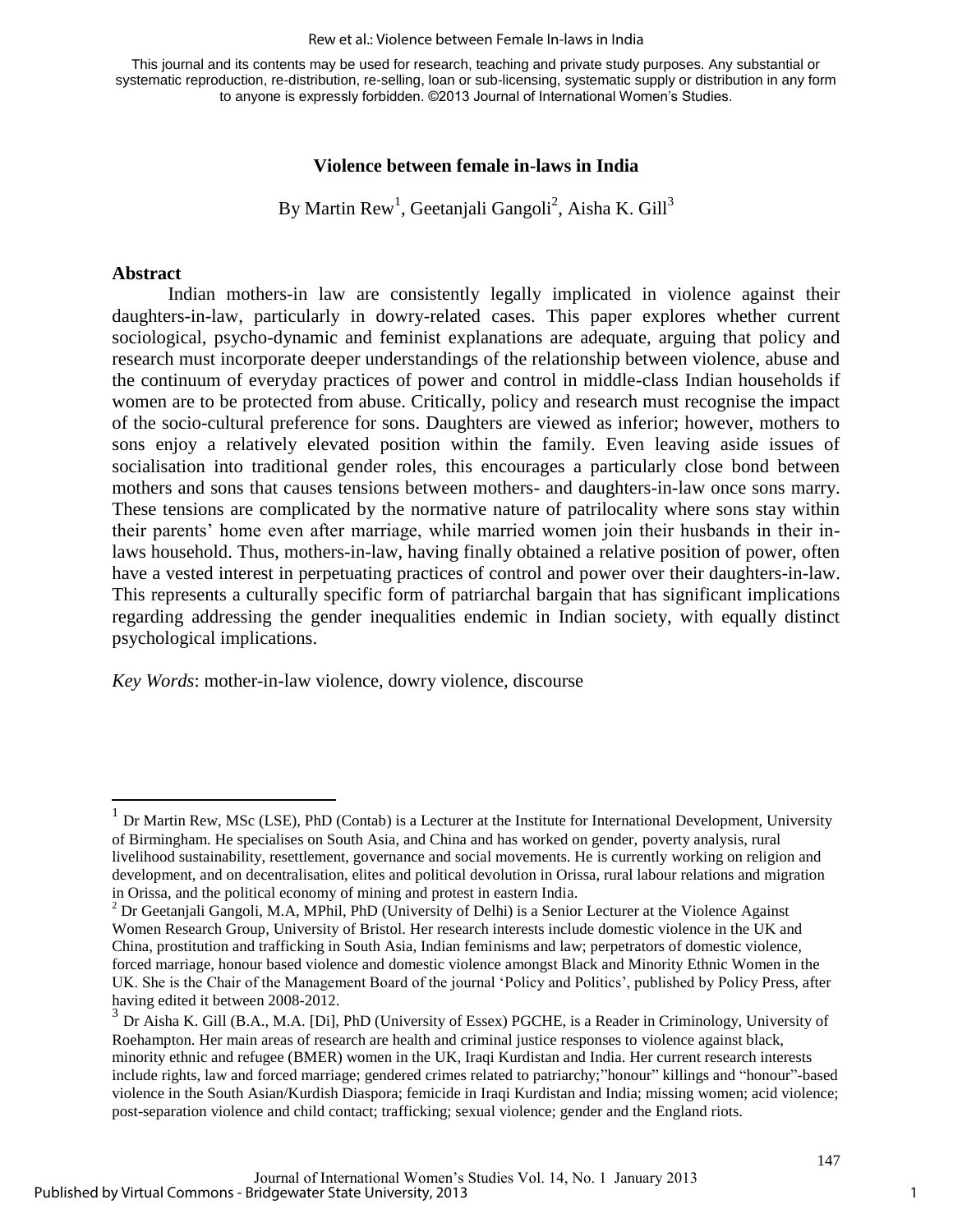This journal and its contents may be used for research, teaching and private study purposes. Any substantial or systematic reproduction, re-distribution, re-selling, loan or sub-licensing, systematic supply or distribution in any form to anyone is expressly forbidden. ©2013 Journal of International Women's Studies.

# Violence between female in-laws in India

By Martin Rew[1], Geetanjali Gangoli[2], Aisha K. Gill[3]

## Abstract

Indian mothers-in law are consistently legally implicated in violence against their daughters-in-law, particularly in dowry-related cases. This paper explores whether current sociological, psycho-dynamic and feminist explanations are adequate, arguing that policy and research must incorporate deeper understandings of the relationship between violence, abuse and the continuum of everyday practices of power and control in middle-class Indian households if women are to be protected from abuse. Critically, policy and research must recognise the impact of the socio-cultural preference for sons. Daughters are viewed as inferior; however, mothers to sons enjoy a relatively elevated position within the family. Even leaving aside issues of socialisation into traditional gender roles, this encourages a particularly close bond between mothers and sons that causes tensions between mothers- and daughters-in-law once sons marry. These tensions are complicated by the normative nature of patrilocality where sons stay within their parents' home even after marriage, while married women join their husbands in their in-laws household. Thus, mothers-in-law, having finally obtained a relative position of power, often have a vested interest in perpetuating practices of control and power over their daughters-in-law. This represents a culturally specific form of patriarchal bargain that has significant implications regarding addressing the gender inequalities endemic in Indian society, with equally distinct psychological implications.

*Key Words*: mother-in-law violence, dowry violence, discourse

---

[1] Dr Martin Rew, MSc (LSE), PhD (Contab) is a Lecturer at the Institute for International Development, University of Birmingham. He specialises on South Asia, and China and has worked on gender, poverty analysis, rural livelihood sustainability, resettlement, governance and social movements. He is currently working on religion and development, and on decentralisation, elites and political devolution in Orissa, rural labour relations and migration in Orissa, and the political economy of mining and protest in eastern India.

[2] Dr Geetanjali Gangoli, M.A, MPhil, PhD (University of Delhi) is a Senior Lecturer at the Violence Against Women Research Group, University of Bristol. Her research interests include domestic violence in the UK and China, prostitution and trafficking in South Asia, Indian feminisms and law; perpetrators of domestic violence, forced marriage, honour based violence and domestic violence amongst Black and Minority Ethnic Women in the UK. She is the Chair of the Management Board of the journal 'Policy and Politics', published by Policy Press, after having edited it between 2008-2012.

[3] Dr Aisha K. Gill (B.A., M.A. [Di], PhD (University of Essex) PGCHE, is a Reader in Criminology, University of Roehampton. Her main areas of research are health and criminal justice responses to violence against black, minority ethnic and refugee (BMER) women in the UK, Iraqi Kurdistan and India. Her current research interests include rights, law and forced marriage; gendered crimes related to patriarchy;"honour" killings and "honour"-based violence in the South Asian/Kurdish Diaspora; femicide in Iraqi Kurdistan and India; missing women; acid violence; post-separation violence and child contact; trafficking; sexual violence; gender and the England riots.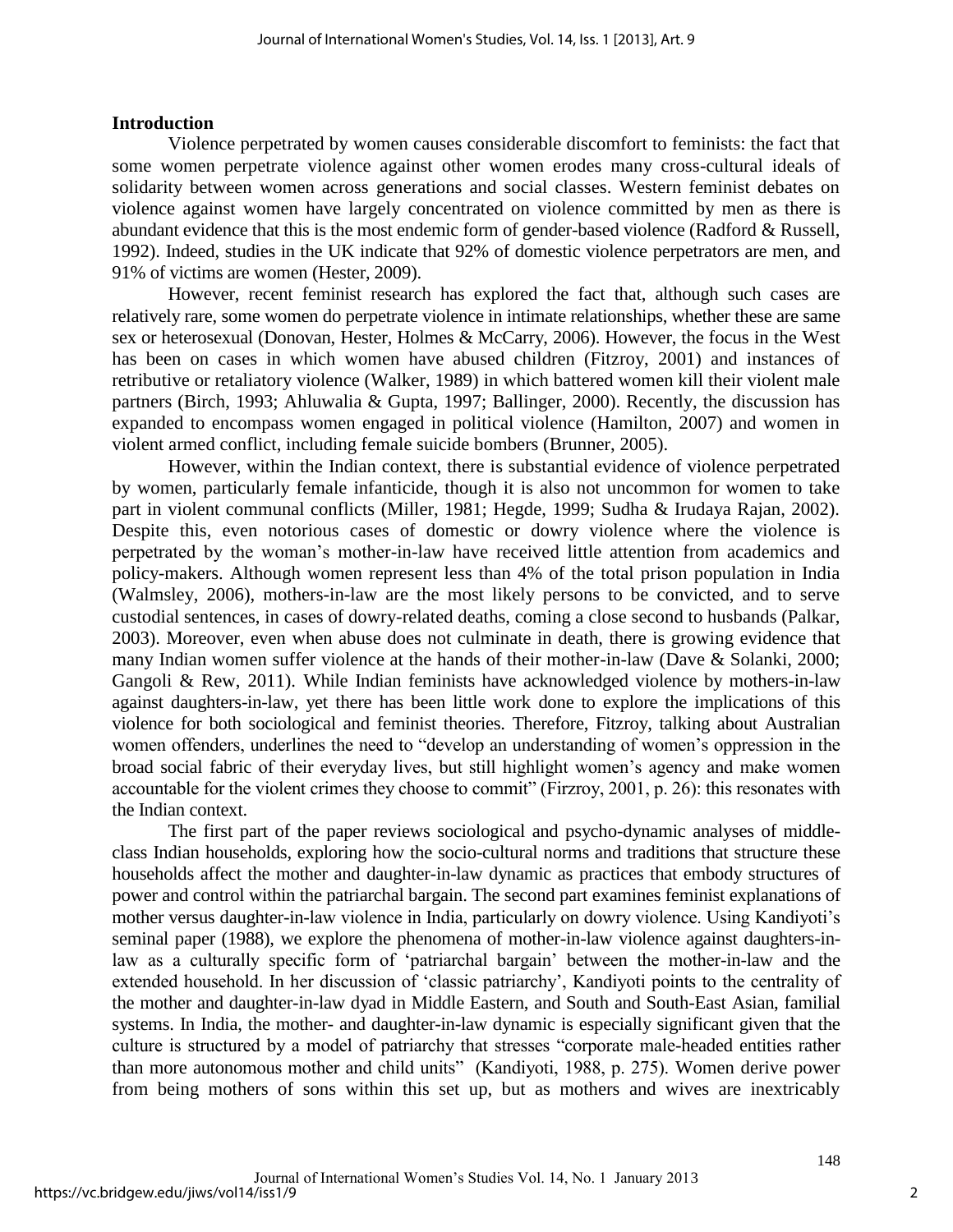## Introduction

Violence perpetrated by women causes considerable discomfort to feminists: the fact that some women perpetrate violence against other women erodes many cross-cultural ideals of solidarity between women across generations and social classes. Western feminist debates on violence against women have largely concentrated on violence committed by men as there is abundant evidence that this is the most endemic form of gender-based violence (Radford & Russell, 1992). Indeed, studies in the UK indicate that 92% of domestic violence perpetrators are men, and 91% of victims are women (Hester, 2009).

However, recent feminist research has explored the fact that, although such cases are relatively rare, some women do perpetrate violence in intimate relationships, whether these are same sex or heterosexual (Donovan, Hester, Holmes & McCarry, 2006). However, the focus in the West has been on cases in which women have abused children (Fitzroy, 2001) and instances of retributive or retaliatory violence (Walker, 1989) in which battered women kill their violent male partners (Birch, 1993; Ahluwalia & Gupta, 1997; Ballinger, 2000). Recently, the discussion has expanded to encompass women engaged in political violence (Hamilton, 2007) and women in violent armed conflict, including female suicide bombers (Brunner, 2005).

However, within the Indian context, there is substantial evidence of violence perpetrated by women, particularly female infanticide, though it is also not uncommon for women to take part in violent communal conflicts (Miller, 1981; Hegde, 1999; Sudha & Irudaya Rajan, 2002). Despite this, even notorious cases of domestic or dowry violence where the violence is perpetrated by the woman's mother-in-law have received little attention from academics and policy-makers. Although women represent less than 4% of the total prison population in India (Walmsley, 2006), mothers-in-law are the most likely persons to be convicted, and to serve custodial sentences, in cases of dowry-related deaths, coming a close second to husbands (Palkar, 2003). Moreover, even when abuse does not culminate in death, there is growing evidence that many Indian women suffer violence at the hands of their mother-in-law (Dave & Solanki, 2000; Gangoli & Rew, 2011). While Indian feminists have acknowledged violence by mothers-in-law against daughters-in-law, yet there has been little work done to explore the implications of this violence for both sociological and feminist theories. Therefore, Fitzroy, talking about Australian women offenders, underlines the need to "develop an understanding of women's oppression in the broad social fabric of their everyday lives, but still highlight women's agency and make women accountable for the violent crimes they choose to commit" (Firzroy, 2001, p. 26): this resonates with the Indian context.

The first part of the paper reviews sociological and psycho-dynamic analyses of middle-class Indian households, exploring how the socio-cultural norms and traditions that structure these households affect the mother and daughter-in-law dynamic as practices that embody structures of power and control within the patriarchal bargain. The second part examines feminist explanations of mother versus daughter-in-law violence in India, particularly on dowry violence. Using Kandiyoti's seminal paper (1988), we explore the phenomena of mother-in-law violence against daughters-in-law as a culturally specific form of 'patriarchal bargain' between the mother-in-law and the extended household. In her discussion of 'classic patriarchy', Kandiyoti points to the centrality of the mother and daughter-in-law dyad in Middle Eastern, and South and South-East Asian, familial systems. In India, the mother- and daughter-in-law dynamic is especially significant given that the culture is structured by a model of patriarchy that stresses "corporate male-headed entities rather than more autonomous mother and child units" (Kandiyoti, 1988, p. 275). Women derive power from being mothers of sons within this set up, but as mothers and wives are inextricably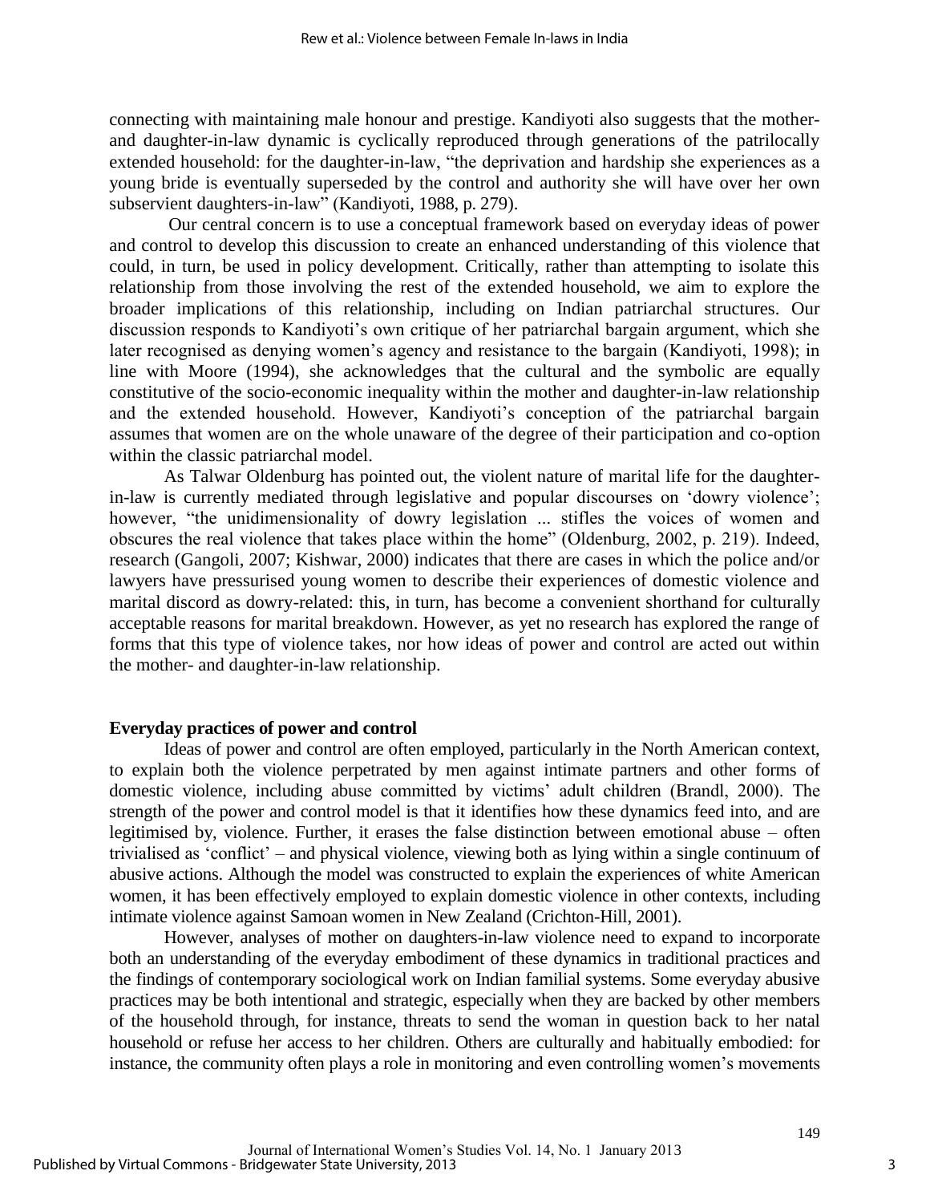connecting with maintaining male honour and prestige. Kandiyoti also suggests that the mother- and daughter-in-law dynamic is cyclically reproduced through generations of the patrilocally extended household: for the daughter-in-law, "the deprivation and hardship she experiences as a young bride is eventually superseded by the control and authority she will have over her own subservient daughters-in-law" (Kandiyoti, 1988, p. 279).

Our central concern is to use a conceptual framework based on everyday ideas of power and control to develop this discussion to create an enhanced understanding of this violence that could, in turn, be used in policy development. Critically, rather than attempting to isolate this relationship from those involving the rest of the extended household, we aim to explore the broader implications of this relationship, including on Indian patriarchal structures. Our discussion responds to Kandiyoti's own critique of her patriarchal bargain argument, which she later recognised as denying women's agency and resistance to the bargain (Kandiyoti, 1998); in line with Moore (1994), she acknowledges that the cultural and the symbolic are equally constitutive of the socio-economic inequality within the mother and daughter-in-law relationship and the extended household. However, Kandiyoti's conception of the patriarchal bargain assumes that women are on the whole unaware of the degree of their participation and co-option within the classic patriarchal model.

As Talwar Oldenburg has pointed out, the violent nature of marital life for the daughter-in-law is currently mediated through legislative and popular discourses on 'dowry violence'; however, "the unidimensionality of dowry legislation ... stifles the voices of women and obscures the real violence that takes place within the home" (Oldenburg, 2002, p. 219). Indeed, research (Gangoli, 2007; Kishwar, 2000) indicates that there are cases in which the police and/or lawyers have pressurised young women to describe their experiences of domestic violence and marital discord as dowry-related: this, in turn, has become a convenient shorthand for culturally acceptable reasons for marital breakdown. However, as yet no research has explored the range of forms that this type of violence takes, nor how ideas of power and control are acted out within the mother- and daughter-in-law relationship.

## Everyday practices of power and control

Ideas of power and control are often employed, particularly in the North American context, to explain both the violence perpetrated by men against intimate partners and other forms of domestic violence, including abuse committed by victims' adult children (Brandl, 2000). The strength of the power and control model is that it identifies how these dynamics feed into, and are legitimised by, violence. Further, it erases the false distinction between emotional abuse – often trivialised as 'conflict' – and physical violence, viewing both as lying within a single continuum of abusive actions. Although the model was constructed to explain the experiences of white American women, it has been effectively employed to explain domestic violence in other contexts, including intimate violence against Samoan women in New Zealand (Crichton-Hill, 2001).

However, analyses of mother on daughters-in-law violence need to expand to incorporate both an understanding of the everyday embodiment of these dynamics in traditional practices and the findings of contemporary sociological work on Indian familial systems. Some everyday abusive practices may be both intentional and strategic, especially when they are backed by other members of the household through, for instance, threats to send the woman in question back to her natal household or refuse her access to her children. Others are culturally and habitually embodied: for instance, the community often plays a role in monitoring and even controlling women's movements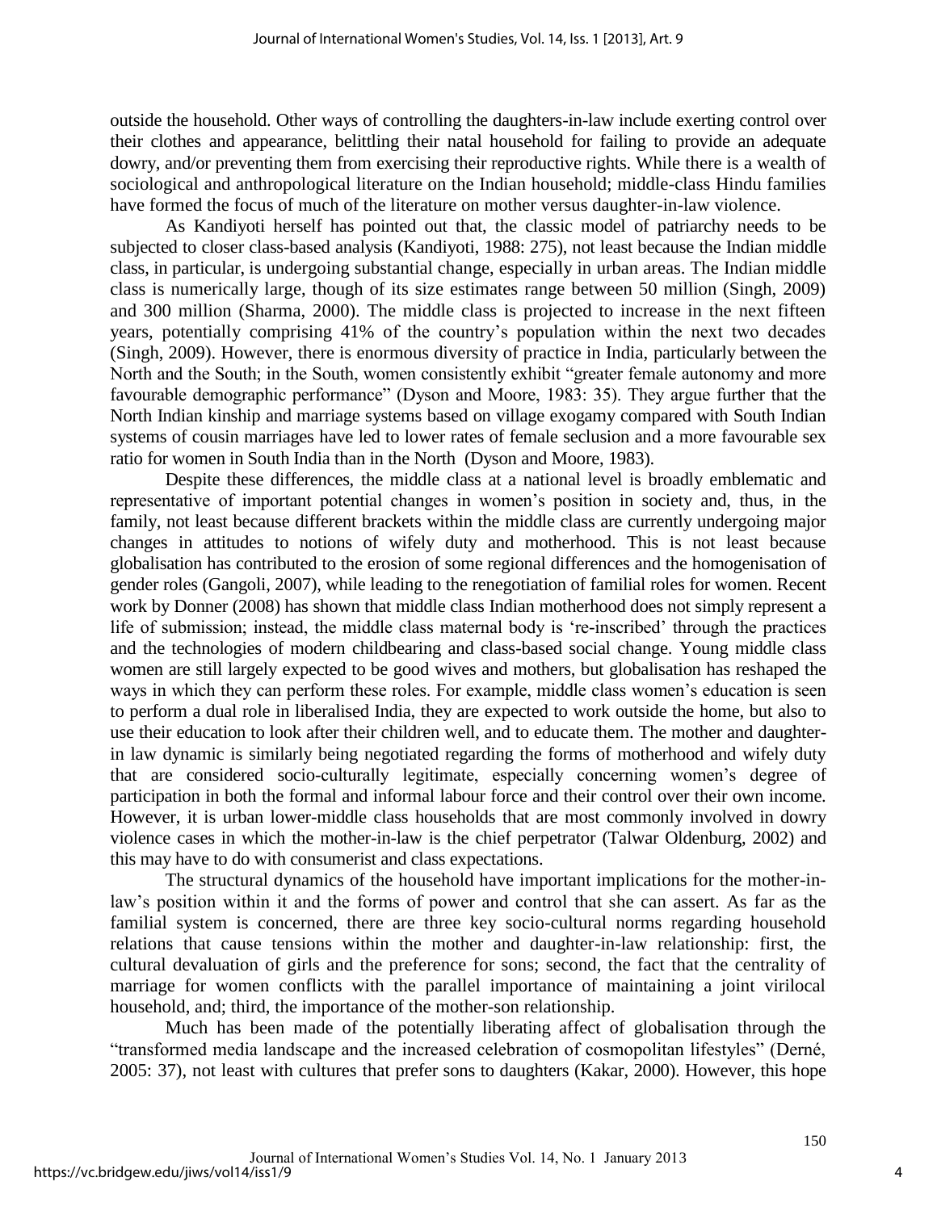outside the household. Other ways of controlling the daughters-in-law include exerting control over their clothes and appearance, belittling their natal household for failing to provide an adequate dowry, and/or preventing them from exercising their reproductive rights. While there is a wealth of sociological and anthropological literature on the Indian household; middle-class Hindu families have formed the focus of much of the literature on mother versus daughter-in-law violence.

As Kandiyoti herself has pointed out that, the classic model of patriarchy needs to be subjected to closer class-based analysis (Kandiyoti, 1988: 275), not least because the Indian middle class, in particular, is undergoing substantial change, especially in urban areas. The Indian middle class is numerically large, though of its size estimates range between 50 million (Singh, 2009) and 300 million (Sharma, 2000). The middle class is projected to increase in the next fifteen years, potentially comprising 41% of the country's population within the next two decades (Singh, 2009). However, there is enormous diversity of practice in India, particularly between the North and the South; in the South, women consistently exhibit "greater female autonomy and more favourable demographic performance" (Dyson and Moore, 1983: 35). They argue further that the North Indian kinship and marriage systems based on village exogamy compared with South Indian systems of cousin marriages have led to lower rates of female seclusion and a more favourable sex ratio for women in South India than in the North (Dyson and Moore, 1983).

Despite these differences, the middle class at a national level is broadly emblematic and representative of important potential changes in women's position in society and, thus, in the family, not least because different brackets within the middle class are currently undergoing major changes in attitudes to notions of wifely duty and motherhood. This is not least because globalisation has contributed to the erosion of some regional differences and the homogenisation of gender roles (Gangoli, 2007), while leading to the renegotiation of familial roles for women. Recent work by Donner (2008) has shown that middle class Indian motherhood does not simply represent a life of submission; instead, the middle class maternal body is 're-inscribed' through the practices and the technologies of modern childbearing and class-based social change. Young middle class women are still largely expected to be good wives and mothers, but globalisation has reshaped the ways in which they can perform these roles. For example, middle class women's education is seen to perform a dual role in liberalised India, they are expected to work outside the home, but also to use their education to look after their children well, and to educate them. The mother and daughter-in law dynamic is similarly being negotiated regarding the forms of motherhood and wifely duty that are considered socio-culturally legitimate, especially concerning women's degree of participation in both the formal and informal labour force and their control over their own income. However, it is urban lower-middle class households that are most commonly involved in dowry violence cases in which the mother-in-law is the chief perpetrator (Talwar Oldenburg, 2002) and this may have to do with consumerist and class expectations.

The structural dynamics of the household have important implications for the mother-in-law's position within it and the forms of power and control that she can assert. As far as the familial system is concerned, there are three key socio-cultural norms regarding household relations that cause tensions within the mother and daughter-in-law relationship: first, the cultural devaluation of girls and the preference for sons; second, the fact that the centrality of marriage for women conflicts with the parallel importance of maintaining a joint virilocal household, and; third, the importance of the mother-son relationship.

Much has been made of the potentially liberating affect of globalisation through the "transformed media landscape and the increased celebration of cosmopolitan lifestyles" (Derné, 2005: 37), not least with cultures that prefer sons to daughters (Kakar, 2000). However, this hope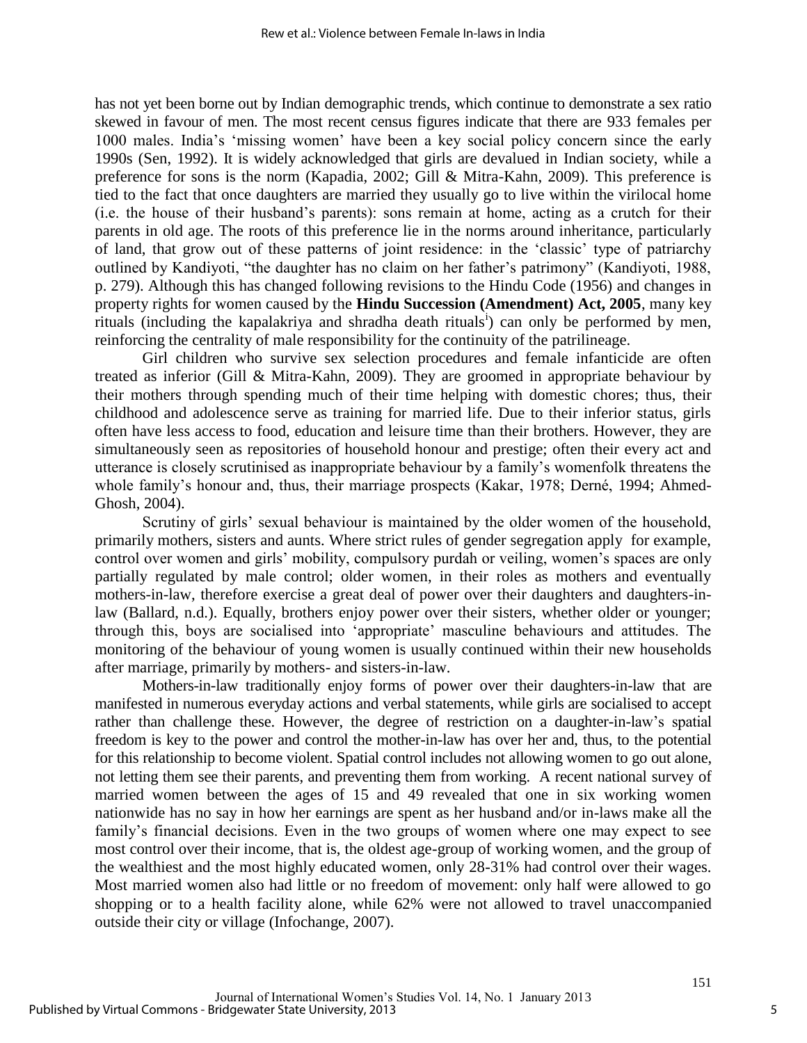has not yet been borne out by Indian demographic trends, which continue to demonstrate a sex ratio skewed in favour of men. The most recent census figures indicate that there are 933 females per 1000 males. India's 'missing women' have been a key social policy concern since the early 1990s (Sen, 1992). It is widely acknowledged that girls are devalued in Indian society, while a preference for sons is the norm (Kapadia, 2002; Gill & Mitra-Kahn, 2009). This preference is tied to the fact that once daughters are married they usually go to live within the virilocal home (i.e. the house of their husband's parents): sons remain at home, acting as a crutch for their parents in old age. The roots of this preference lie in the norms around inheritance, particularly of land, that grow out of these patterns of joint residence: in the 'classic' type of patriarchy outlined by Kandiyoti, "the daughter has no claim on her father's patrimony" (Kandiyoti, 1988, p. 279). Although this has changed following revisions to the Hindu Code (1956) and changes in property rights for women caused by the **Hindu Succession (Amendment) Act, 2005**, many key rituals (including the kapalakriya and shradha death rituals[i]) can only be performed by men, reinforcing the centrality of male responsibility for the continuity of the patrilineage.

Girl children who survive sex selection procedures and female infanticide are often treated as inferior (Gill & Mitra-Kahn, 2009). They are groomed in appropriate behaviour by their mothers through spending much of their time helping with domestic chores; thus, their childhood and adolescence serve as training for married life. Due to their inferior status, girls often have less access to food, education and leisure time than their brothers. However, they are simultaneously seen as repositories of household honour and prestige; often their every act and utterance is closely scrutinised as inappropriate behaviour by a family's womenfolk threatens the whole family's honour and, thus, their marriage prospects (Kakar, 1978; Derné, 1994; Ahmed-Ghosh, 2004).

Scrutiny of girls' sexual behaviour is maintained by the older women of the household, primarily mothers, sisters and aunts. Where strict rules of gender segregation apply for example, control over women and girls' mobility, compulsory purdah or veiling, women's spaces are only partially regulated by male control; older women, in their roles as mothers and eventually mothers-in-law, therefore exercise a great deal of power over their daughters and daughters-in-law (Ballard, n.d.). Equally, brothers enjoy power over their sisters, whether older or younger; through this, boys are socialised into 'appropriate' masculine behaviours and attitudes. The monitoring of the behaviour of young women is usually continued within their new households after marriage, primarily by mothers- and sisters-in-law.

Mothers-in-law traditionally enjoy forms of power over their daughters-in-law that are manifested in numerous everyday actions and verbal statements, while girls are socialised to accept rather than challenge these. However, the degree of restriction on a daughter-in-law's spatial freedom is key to the power and control the mother-in-law has over her and, thus, to the potential for this relationship to become violent. Spatial control includes not allowing women to go out alone, not letting them see their parents, and preventing them from working. A recent national survey of married women between the ages of 15 and 49 revealed that one in six working women nationwide has no say in how her earnings are spent as her husband and/or in-laws make all the family's financial decisions. Even in the two groups of women where one may expect to see most control over their income, that is, the oldest age-group of working women, and the group of the wealthiest and the most highly educated women, only 28-31% had control over their wages. Most married women also had little or no freedom of movement: only half were allowed to go shopping or to a health facility alone, while 62% were not allowed to travel unaccompanied outside their city or village (Infochange, 2007).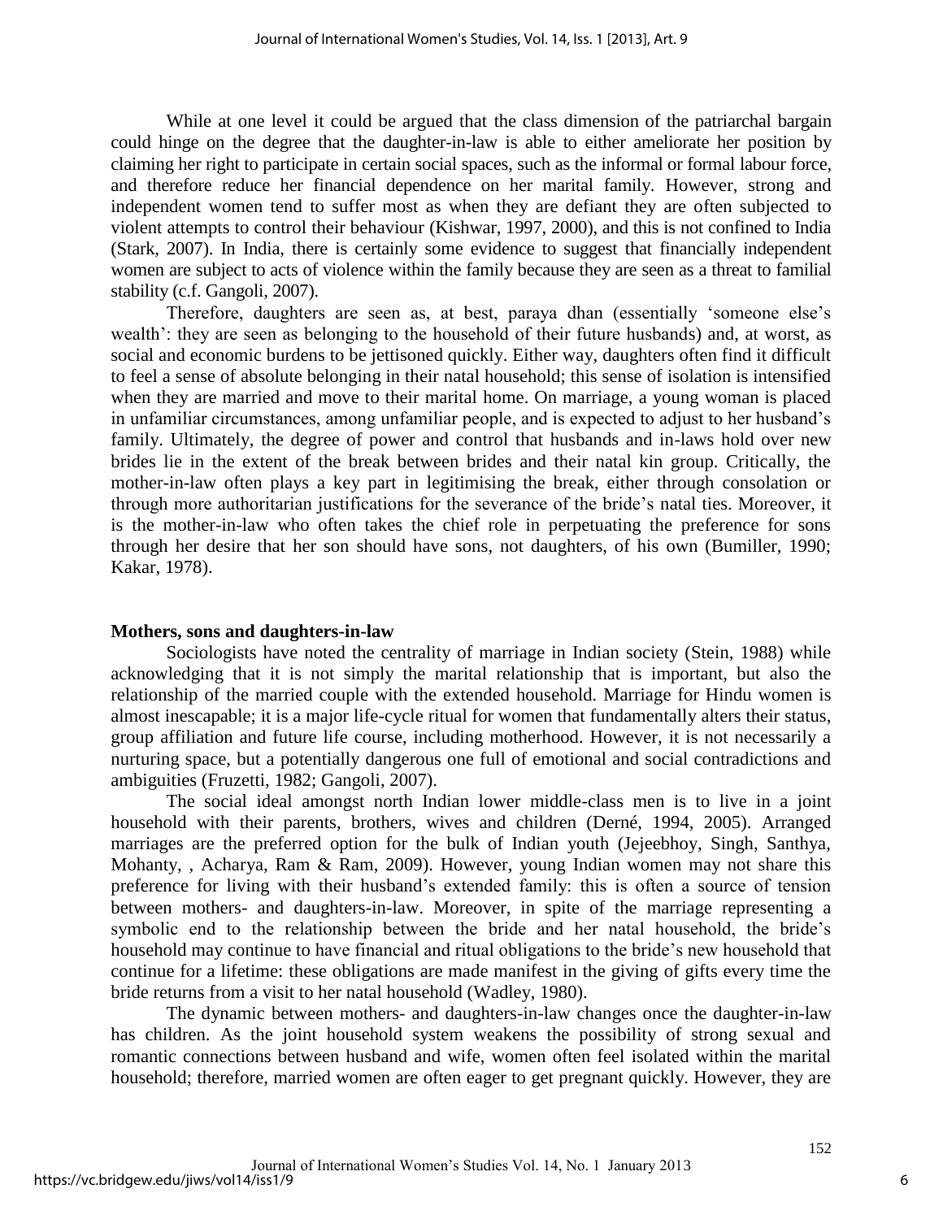While at one level it could be argued that the class dimension of the patriarchal bargain could hinge on the degree that the daughter-in-law is able to either ameliorate her position by claiming her right to participate in certain social spaces, such as the informal or formal labour force, and therefore reduce her financial dependence on her marital family. However, strong and independent women tend to suffer most as when they are defiant they are often subjected to violent attempts to control their behaviour (Kishwar, 1997, 2000), and this is not confined to India (Stark, 2007). In India, there is certainly some evidence to suggest that financially independent women are subject to acts of violence within the family because they are seen as a threat to familial stability (c.f. Gangoli, 2007).

Therefore, daughters are seen as, at best, paraya dhan (essentially 'someone else's wealth': they are seen as belonging to the household of their future husbands) and, at worst, as social and economic burdens to be jettisoned quickly. Either way, daughters often find it difficult to feel a sense of absolute belonging in their natal household; this sense of isolation is intensified when they are married and move to their marital home. On marriage, a young woman is placed in unfamiliar circumstances, among unfamiliar people, and is expected to adjust to her husband's family. Ultimately, the degree of power and control that husbands and in-laws hold over new brides lie in the extent of the break between brides and their natal kin group. Critically, the mother-in-law often plays a key part in legitimising the break, either through consolation or through more authoritarian justifications for the severance of the bride's natal ties. Moreover, it is the mother-in-law who often takes the chief role in perpetuating the preference for sons through her desire that her son should have sons, not daughters, of his own (Bumiller, 1990; Kakar, 1978).

## Mothers, sons and daughters-in-law

Sociologists have noted the centrality of marriage in Indian society (Stein, 1988) while acknowledging that it is not simply the marital relationship that is important, but also the relationship of the married couple with the extended household. Marriage for Hindu women is almost inescapable; it is a major life-cycle ritual for women that fundamentally alters their status, group affiliation and future life course, including motherhood. However, it is not necessarily a nurturing space, but a potentially dangerous one full of emotional and social contradictions and ambiguities (Fruzetti, 1982; Gangoli, 2007).

The social ideal amongst north Indian lower middle-class men is to live in a joint household with their parents, brothers, wives and children (Derné, 1994, 2005). Arranged marriages are the preferred option for the bulk of Indian youth (Jejeebhoy, Singh, Santhya, Mohanty, , Acharya, Ram & Ram, 2009). However, young Indian women may not share this preference for living with their husband's extended family: this is often a source of tension between mothers- and daughters-in-law. Moreover, in spite of the marriage representing a symbolic end to the relationship between the bride and her natal household, the bride's household may continue to have financial and ritual obligations to the bride's new household that continue for a lifetime: these obligations are made manifest in the giving of gifts every time the bride returns from a visit to her natal household (Wadley, 1980).

The dynamic between mothers- and daughters-in-law changes once the daughter-in-law has children. As the joint household system weakens the possibility of strong sexual and romantic connections between husband and wife, women often feel isolated within the marital household; therefore, married women are often eager to get pregnant quickly. However, they are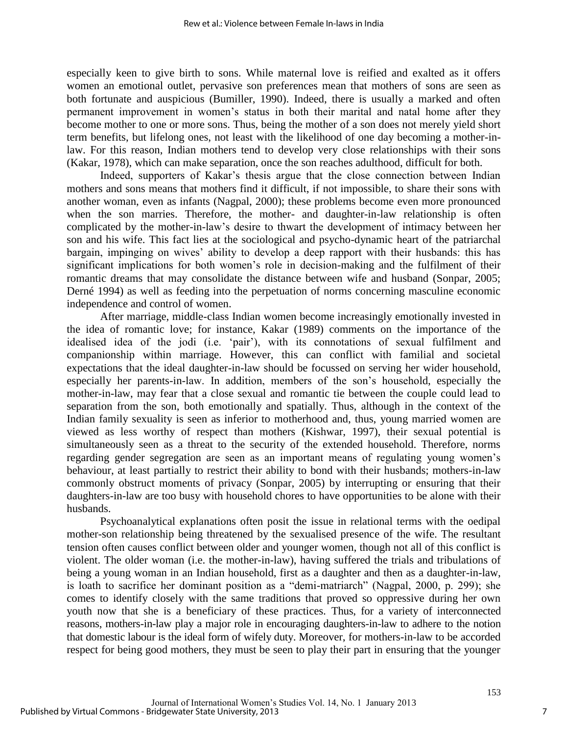especially keen to give birth to sons. While maternal love is reified and exalted as it offers women an emotional outlet, pervasive son preferences mean that mothers of sons are seen as both fortunate and auspicious (Bumiller, 1990). Indeed, there is usually a marked and often permanent improvement in women's status in both their marital and natal home after they become mother to one or more sons. Thus, being the mother of a son does not merely yield short term benefits, but lifelong ones, not least with the likelihood of one day becoming a mother-in-law. For this reason, Indian mothers tend to develop very close relationships with their sons (Kakar, 1978), which can make separation, once the son reaches adulthood, difficult for both.

Indeed, supporters of Kakar's thesis argue that the close connection between Indian mothers and sons means that mothers find it difficult, if not impossible, to share their sons with another woman, even as infants (Nagpal, 2000); these problems become even more pronounced when the son marries. Therefore, the mother- and daughter-in-law relationship is often complicated by the mother-in-law's desire to thwart the development of intimacy between her son and his wife. This fact lies at the sociological and psycho-dynamic heart of the patriarchal bargain, impinging on wives' ability to develop a deep rapport with their husbands: this has significant implications for both women's role in decision-making and the fulfilment of their romantic dreams that may consolidate the distance between wife and husband (Sonpar, 2005; Derné 1994) as well as feeding into the perpetuation of norms concerning masculine economic independence and control of women.

After marriage, middle-class Indian women become increasingly emotionally invested in the idea of romantic love; for instance, Kakar (1989) comments on the importance of the idealised idea of the jodi (i.e. 'pair'), with its connotations of sexual fulfilment and companionship within marriage. However, this can conflict with familial and societal expectations that the ideal daughter-in-law should be focussed on serving her wider household, especially her parents-in-law. In addition, members of the son's household, especially the mother-in-law, may fear that a close sexual and romantic tie between the couple could lead to separation from the son, both emotionally and spatially. Thus, although in the context of the Indian family sexuality is seen as inferior to motherhood and, thus, young married women are viewed as less worthy of respect than mothers (Kishwar, 1997), their sexual potential is simultaneously seen as a threat to the security of the extended household. Therefore, norms regarding gender segregation are seen as an important means of regulating young women's behaviour, at least partially to restrict their ability to bond with their husbands; mothers-in-law commonly obstruct moments of privacy (Sonpar, 2005) by interrupting or ensuring that their daughters-in-law are too busy with household chores to have opportunities to be alone with their husbands.

Psychoanalytical explanations often posit the issue in relational terms with the oedipal mother-son relationship being threatened by the sexualised presence of the wife. The resultant tension often causes conflict between older and younger women, though not all of this conflict is violent. The older woman (i.e. the mother-in-law), having suffered the trials and tribulations of being a young woman in an Indian household, first as a daughter and then as a daughter-in-law, is loath to sacrifice her dominant position as a "demi-matriarch" (Nagpal, 2000, p. 299); she comes to identify closely with the same traditions that proved so oppressive during her own youth now that she is a beneficiary of these practices. Thus, for a variety of interconnected reasons, mothers-in-law play a major role in encouraging daughters-in-law to adhere to the notion that domestic labour is the ideal form of wifely duty. Moreover, for mothers-in-law to be accorded respect for being good mothers, they must be seen to play their part in ensuring that the younger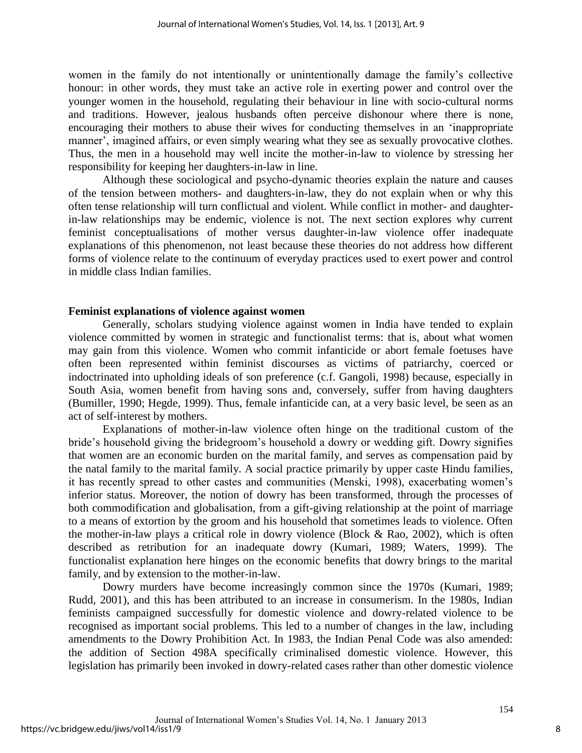women in the family do not intentionally or unintentionally damage the family's collective honour: in other words, they must take an active role in exerting power and control over the younger women in the household, regulating their behaviour in line with socio-cultural norms and traditions. However, jealous husbands often perceive dishonour where there is none, encouraging their mothers to abuse their wives for conducting themselves in an 'inappropriate manner', imagined affairs, or even simply wearing what they see as sexually provocative clothes. Thus, the men in a household may well incite the mother-in-law to violence by stressing her responsibility for keeping her daughters-in-law in line.

Although these sociological and psycho-dynamic theories explain the nature and causes of the tension between mothers- and daughters-in-law, they do not explain when or why this often tense relationship will turn conflictual and violent. While conflict in mother- and daughter-in-law relationships may be endemic, violence is not. The next section explores why current feminist conceptualisations of mother versus daughter-in-law violence offer inadequate explanations of this phenomenon, not least because these theories do not address how different forms of violence relate to the continuum of everyday practices used to exert power and control in middle class Indian families.

**Feminist explanations of violence against women**

Generally, scholars studying violence against women in India have tended to explain violence committed by women in strategic and functionalist terms: that is, about what women may gain from this violence. Women who commit infanticide or abort female foetuses have often been represented within feminist discourses as victims of patriarchy, coerced or indoctrinated into upholding ideals of son preference (c.f. Gangoli, 1998) because, especially in South Asia, women benefit from having sons and, conversely, suffer from having daughters (Bumiller, 1990; Hegde, 1999). Thus, female infanticide can, at a very basic level, be seen as an act of self-interest by mothers.

Explanations of mother-in-law violence often hinge on the traditional custom of the bride's household giving the bridegroom's household a dowry or wedding gift. Dowry signifies that women are an economic burden on the marital family, and serves as compensation paid by the natal family to the marital family. A social practice primarily by upper caste Hindu families, it has recently spread to other castes and communities (Menski, 1998), exacerbating women's inferior status. Moreover, the notion of dowry has been transformed, through the processes of both commodification and globalisation, from a gift-giving relationship at the point of marriage to a means of extortion by the groom and his household that sometimes leads to violence. Often the mother-in-law plays a critical role in dowry violence (Block & Rao, 2002), which is often described as retribution for an inadequate dowry (Kumari, 1989; Waters, 1999). The functionalist explanation here hinges on the economic benefits that dowry brings to the marital family, and by extension to the mother-in-law.

Dowry murders have become increasingly common since the 1970s (Kumari, 1989; Rudd, 2001), and this has been attributed to an increase in consumerism. In the 1980s, Indian feminists campaigned successfully for domestic violence and dowry-related violence to be recognised as important social problems. This led to a number of changes in the law, including amendments to the Dowry Prohibition Act. In 1983, the Indian Penal Code was also amended: the addition of Section 498A specifically criminalised domestic violence. However, this legislation has primarily been invoked in dowry-related cases rather than other domestic violence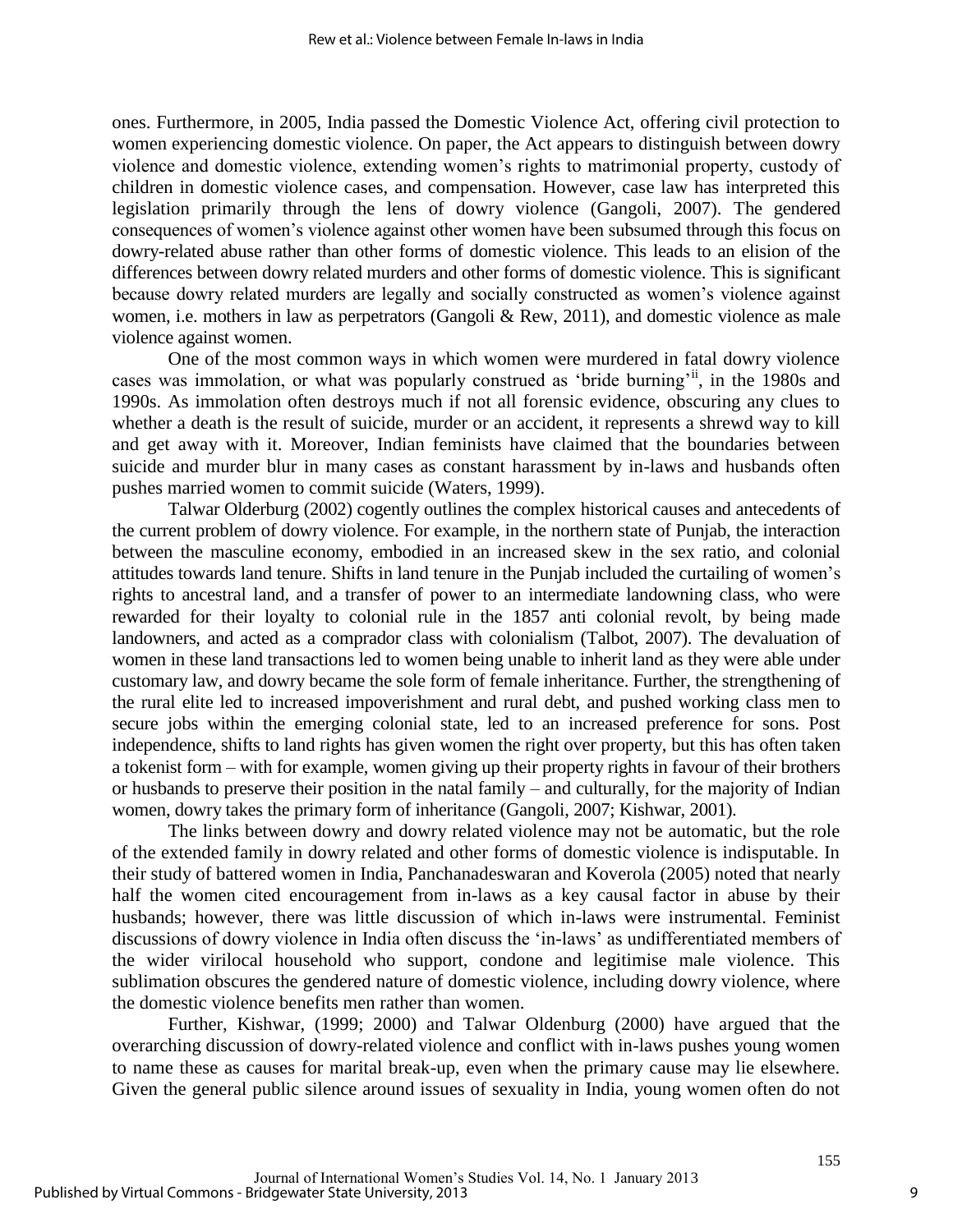ones. Furthermore, in 2005, India passed the Domestic Violence Act, offering civil protection to women experiencing domestic violence. On paper, the Act appears to distinguish between dowry violence and domestic violence, extending women's rights to matrimonial property, custody of children in domestic violence cases, and compensation. However, case law has interpreted this legislation primarily through the lens of dowry violence (Gangoli, 2007). The gendered consequences of women's violence against other women have been subsumed through this focus on dowry-related abuse rather than other forms of domestic violence. This leads to an elision of the differences between dowry related murders and other forms of domestic violence. This is significant because dowry related murders are legally and socially constructed as women's violence against women, i.e. mothers in law as perpetrators (Gangoli & Rew, 2011), and domestic violence as male violence against women.

One of the most common ways in which women were murdered in fatal dowry violence cases was immolation, or what was popularly construed as 'bride burning'[ii], in the 1980s and 1990s. As immolation often destroys much if not all forensic evidence, obscuring any clues to whether a death is the result of suicide, murder or an accident, it represents a shrewd way to kill and get away with it. Moreover, Indian feminists have claimed that the boundaries between suicide and murder blur in many cases as constant harassment by in-laws and husbands often pushes married women to commit suicide (Waters, 1999).

Talwar Olderburg (2002) cogently outlines the complex historical causes and antecedents of the current problem of dowry violence. For example, in the northern state of Punjab, the interaction between the masculine economy, embodied in an increased skew in the sex ratio, and colonial attitudes towards land tenure. Shifts in land tenure in the Punjab included the curtailing of women's rights to ancestral land, and a transfer of power to an intermediate landowning class, who were rewarded for their loyalty to colonial rule in the 1857 anti colonial revolt, by being made landowners, and acted as a comprador class with colonialism (Talbot, 2007). The devaluation of women in these land transactions led to women being unable to inherit land as they were able under customary law, and dowry became the sole form of female inheritance. Further, the strengthening of the rural elite led to increased impoverishment and rural debt, and pushed working class men to secure jobs within the emerging colonial state, led to an increased preference for sons. Post independence, shifts to land rights has given women the right over property, but this has often taken a tokenist form – with for example, women giving up their property rights in favour of their brothers or husbands to preserve their position in the natal family – and culturally, for the majority of Indian women, dowry takes the primary form of inheritance (Gangoli, 2007; Kishwar, 2001).

The links between dowry and dowry related violence may not be automatic, but the role of the extended family in dowry related and other forms of domestic violence is indisputable. In their study of battered women in India, Panchanadeswaran and Koverola (2005) noted that nearly half the women cited encouragement from in-laws as a key causal factor in abuse by their husbands; however, there was little discussion of which in-laws were instrumental. Feminist discussions of dowry violence in India often discuss the 'in-laws' as undifferentiated members of the wider virilocal household who support, condone and legitimise male violence. This sublimation obscures the gendered nature of domestic violence, including dowry violence, where the domestic violence benefits men rather than women.

Further, Kishwar, (1999; 2000) and Talwar Oldenburg (2000) have argued that the overarching discussion of dowry-related violence and conflict with in-laws pushes young women to name these as causes for marital break-up, even when the primary cause may lie elsewhere. Given the general public silence around issues of sexuality in India, young women often do not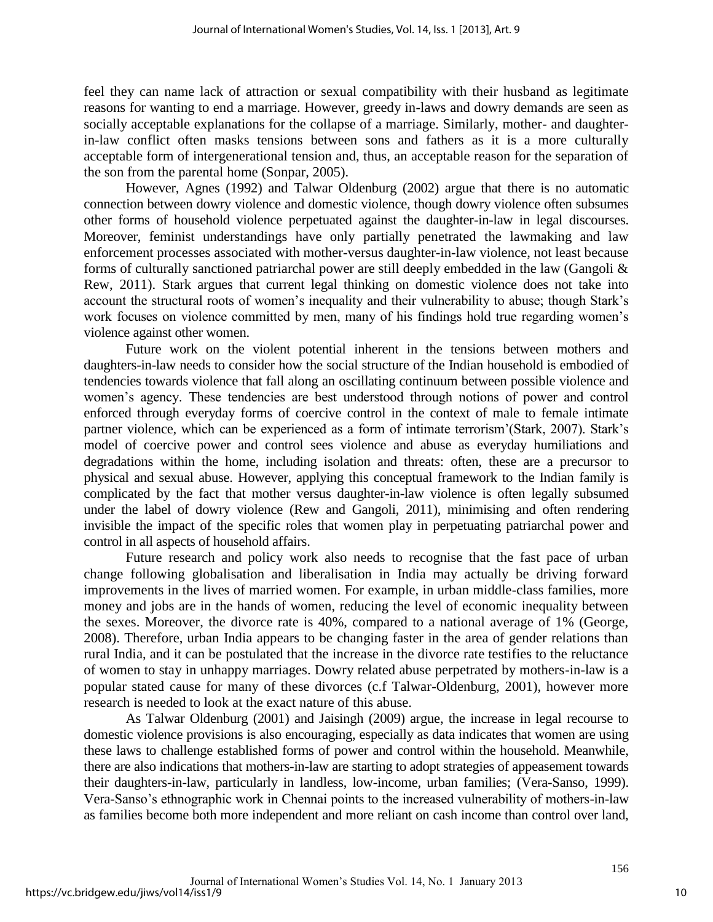feel they can name lack of attraction or sexual compatibility with their husband as legitimate reasons for wanting to end a marriage. However, greedy in-laws and dowry demands are seen as socially acceptable explanations for the collapse of a marriage. Similarly, mother- and daughter-in-law conflict often masks tensions between sons and fathers as it is a more culturally acceptable form of intergenerational tension and, thus, an acceptable reason for the separation of the son from the parental home (Sonpar, 2005).

However, Agnes (1992) and Talwar Oldenburg (2002) argue that there is no automatic connection between dowry violence and domestic violence, though dowry violence often subsumes other forms of household violence perpetuated against the daughter-in-law in legal discourses. Moreover, feminist understandings have only partially penetrated the lawmaking and law enforcement processes associated with mother-versus daughter-in-law violence, not least because forms of culturally sanctioned patriarchal power are still deeply embedded in the law (Gangoli & Rew, 2011). Stark argues that current legal thinking on domestic violence does not take into account the structural roots of women's inequality and their vulnerability to abuse; though Stark's work focuses on violence committed by men, many of his findings hold true regarding women's violence against other women.

Future work on the violent potential inherent in the tensions between mothers and daughters-in-law needs to consider how the social structure of the Indian household is embodied of tendencies towards violence that fall along an oscillating continuum between possible violence and women's agency. These tendencies are best understood through notions of power and control enforced through everyday forms of coercive control in the context of male to female intimate partner violence, which can be experienced as a form of intimate terrorism'(Stark, 2007). Stark's model of coercive power and control sees violence and abuse as everyday humiliations and degradations within the home, including isolation and threats: often, these are a precursor to physical and sexual abuse. However, applying this conceptual framework to the Indian family is complicated by the fact that mother versus daughter-in-law violence is often legally subsumed under the label of dowry violence (Rew and Gangoli, 2011), minimising and often rendering invisible the impact of the specific roles that women play in perpetuating patriarchal power and control in all aspects of household affairs.

Future research and policy work also needs to recognise that the fast pace of urban change following globalisation and liberalisation in India may actually be driving forward improvements in the lives of married women. For example, in urban middle-class families, more money and jobs are in the hands of women, reducing the level of economic inequality between the sexes. Moreover, the divorce rate is 40%, compared to a national average of 1% (George, 2008). Therefore, urban India appears to be changing faster in the area of gender relations than rural India, and it can be postulated that the increase in the divorce rate testifies to the reluctance of women to stay in unhappy marriages. Dowry related abuse perpetrated by mothers-in-law is a popular stated cause for many of these divorces (c.f Talwar-Oldenburg, 2001), however more research is needed to look at the exact nature of this abuse.

As Talwar Oldenburg (2001) and Jaisingh (2009) argue, the increase in legal recourse to domestic violence provisions is also encouraging, especially as data indicates that women are using these laws to challenge established forms of power and control within the household. Meanwhile, there are also indications that mothers-in-law are starting to adopt strategies of appeasement towards their daughters-in-law, particularly in landless, low-income, urban families; (Vera-Sanso, 1999). Vera-Sanso's ethnographic work in Chennai points to the increased vulnerability of mothers-in-law as families become both more independent and more reliant on cash income than control over land,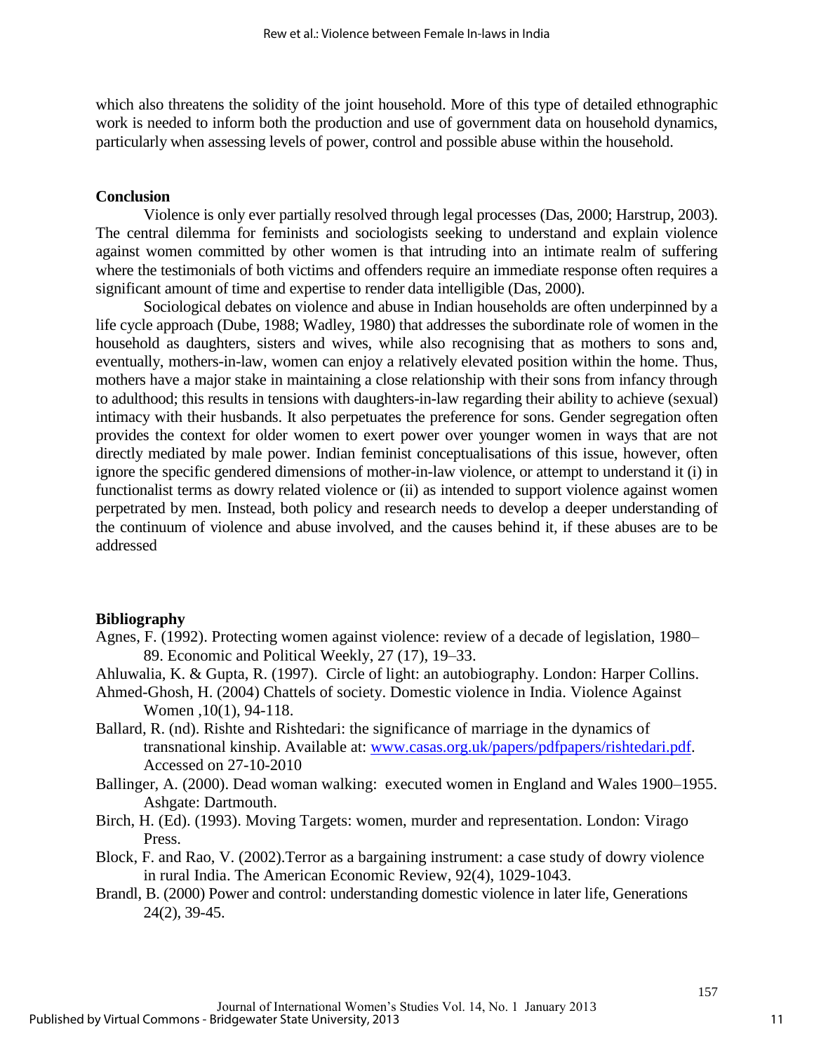which also threatens the solidity of the joint household. More of this type of detailed ethnographic work is needed to inform both the production and use of government data on household dynamics, particularly when assessing levels of power, control and possible abuse within the household.

## Conclusion

Violence is only ever partially resolved through legal processes (Das, 2000; Harstrup, 2003). The central dilemma for feminists and sociologists seeking to understand and explain violence against women committed by other women is that intruding into an intimate realm of suffering where the testimonials of both victims and offenders require an immediate response often requires a significant amount of time and expertise to render data intelligible (Das, 2000).

Sociological debates on violence and abuse in Indian households are often underpinned by a life cycle approach (Dube, 1988; Wadley, 1980) that addresses the subordinate role of women in the household as daughters, sisters and wives, while also recognising that as mothers to sons and, eventually, mothers-in-law, women can enjoy a relatively elevated position within the home. Thus, mothers have a major stake in maintaining a close relationship with their sons from infancy through to adulthood; this results in tensions with daughters-in-law regarding their ability to achieve (sexual) intimacy with their husbands. It also perpetuates the preference for sons. Gender segregation often provides the context for older women to exert power over younger women in ways that are not directly mediated by male power. Indian feminist conceptualisations of this issue, however, often ignore the specific gendered dimensions of mother-in-law violence, or attempt to understand it (i) in functionalist terms as dowry related violence or (ii) as intended to support violence against women perpetrated by men. Instead, both policy and research needs to develop a deeper understanding of the continuum of violence and abuse involved, and the causes behind it, if these abuses are to be addressed

## Bibliography

Agnes, F. (1992). Protecting women against violence: review of a decade of legislation, 1980–89. Economic and Political Weekly, 27 (17), 19–33.

Ahluwalia, K. & Gupta, R. (1997). Circle of light: an autobiography. London: Harper Collins.

Ahmed-Ghosh, H. (2004) Chattels of society. Domestic violence in India. Violence Against Women ,10(1), 94-118.

Ballard, R. (nd). Rishte and Rishtedari: the significance of marriage in the dynamics of transnational kinship. Available at: www.casas.org.uk/papers/pdfpapers/rishtedari.pdf. Accessed on 27-10-2010

Ballinger, A. (2000). Dead woman walking: executed women in England and Wales 1900–1955. Ashgate: Dartmouth.

Birch, H. (Ed). (1993). Moving Targets: women, murder and representation. London: Virago Press.

Block, F. and Rao, V. (2002).Terror as a bargaining instrument: a case study of dowry violence in rural India. The American Economic Review, 92(4), 1029-1043.

Brandl, B. (2000) Power and control: understanding domestic violence in later life, Generations 24(2), 39-45.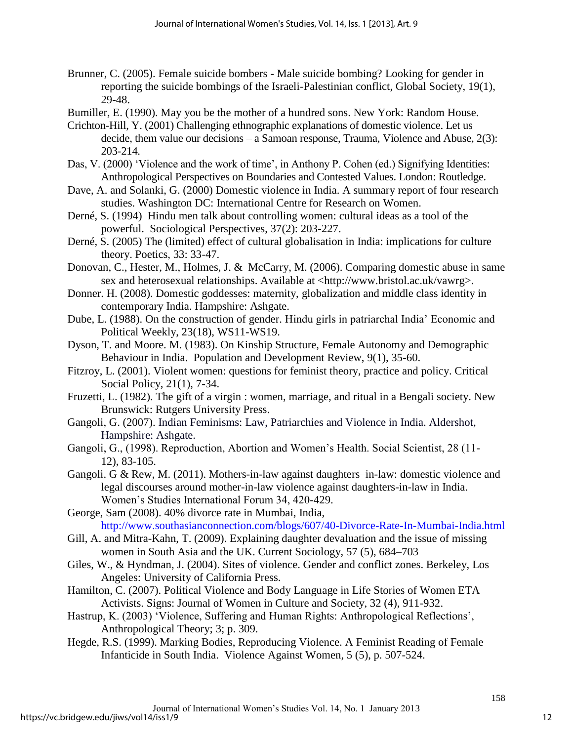Brunner, C. (2005). Female suicide bombers - Male suicide bombing? Looking for gender in reporting the suicide bombings of the Israeli-Palestinian conflict, Global Society, 19(1), 29-48.

Bumiller, E. (1990). May you be the mother of a hundred sons. New York: Random House.

Crichton-Hill, Y. (2001) Challenging ethnographic explanations of domestic violence. Let us decide, them value our decisions – a Samoan response, Trauma, Violence and Abuse, 2(3): 203-214.

Das, V. (2000) 'Violence and the work of time', in Anthony P. Cohen (ed.) Signifying Identities: Anthropological Perspectives on Boundaries and Contested Values. London: Routledge.

Dave, A. and Solanki, G. (2000) Domestic violence in India. A summary report of four research studies. Washington DC: International Centre for Research on Women.

Derné, S. (1994) Hindu men talk about controlling women: cultural ideas as a tool of the powerful. Sociological Perspectives, 37(2): 203-227.

Derné, S. (2005) The (limited) effect of cultural globalisation in India: implications for culture theory. Poetics, 33: 33-47.

Donovan, C., Hester, M., Holmes, J. & McCarry, M. (2006). Comparing domestic abuse in same sex and heterosexual relationships. Available at <http://www.bristol.ac.uk/vawrg>.

Donner. H. (2008). Domestic goddesses: maternity, globalization and middle class identity in contemporary India. Hampshire: Ashgate.

Dube, L. (1988). On the construction of gender. Hindu girls in patriarchal India' Economic and Political Weekly, 23(18), WS11-WS19.

Dyson, T. and Moore. M. (1983). On Kinship Structure, Female Autonomy and Demographic Behaviour in India. Population and Development Review, 9(1), 35-60.

Fitzroy, L. (2001). Violent women: questions for feminist theory, practice and policy. Critical Social Policy, 21(1), 7-34.

Fruzetti, L. (1982). The gift of a virgin : women, marriage, and ritual in a Bengali society. New Brunswick: Rutgers University Press.

Gangoli, G. (2007). Indian Feminisms: Law, Patriarchies and Violence in India. Aldershot, Hampshire: Ashgate.

Gangoli, G., (1998). Reproduction, Abortion and Women's Health. Social Scientist, 28 (11-12), 83-105.

Gangoli. G & Rew, M. (2011). Mothers-in-law against daughters–in-law: domestic violence and legal discourses around mother-in-law violence against daughters-in-law in India. Women's Studies International Forum 34, 420-429.

George, Sam (2008). 40% divorce rate in Mumbai, India, http://www.southasianconnection.com/blogs/607/40-Divorce-Rate-In-Mumbai-India.html

Gill, A. and Mitra-Kahn, T. (2009). Explaining daughter devaluation and the issue of missing women in South Asia and the UK. Current Sociology, 57 (5), 684–703

Giles, W., & Hyndman, J. (2004). Sites of violence. Gender and conflict zones. Berkeley, Los Angeles: University of California Press.

Hamilton, C. (2007). Political Violence and Body Language in Life Stories of Women ETA Activists. Signs: Journal of Women in Culture and Society, 32 (4), 911-932.

Hastrup, K. (2003) 'Violence, Suffering and Human Rights: Anthropological Reflections', Anthropological Theory; 3; p. 309.

Hegde, R.S. (1999). Marking Bodies, Reproducing Violence. A Feminist Reading of Female Infanticide in South India. Violence Against Women, 5 (5), p. 507-524.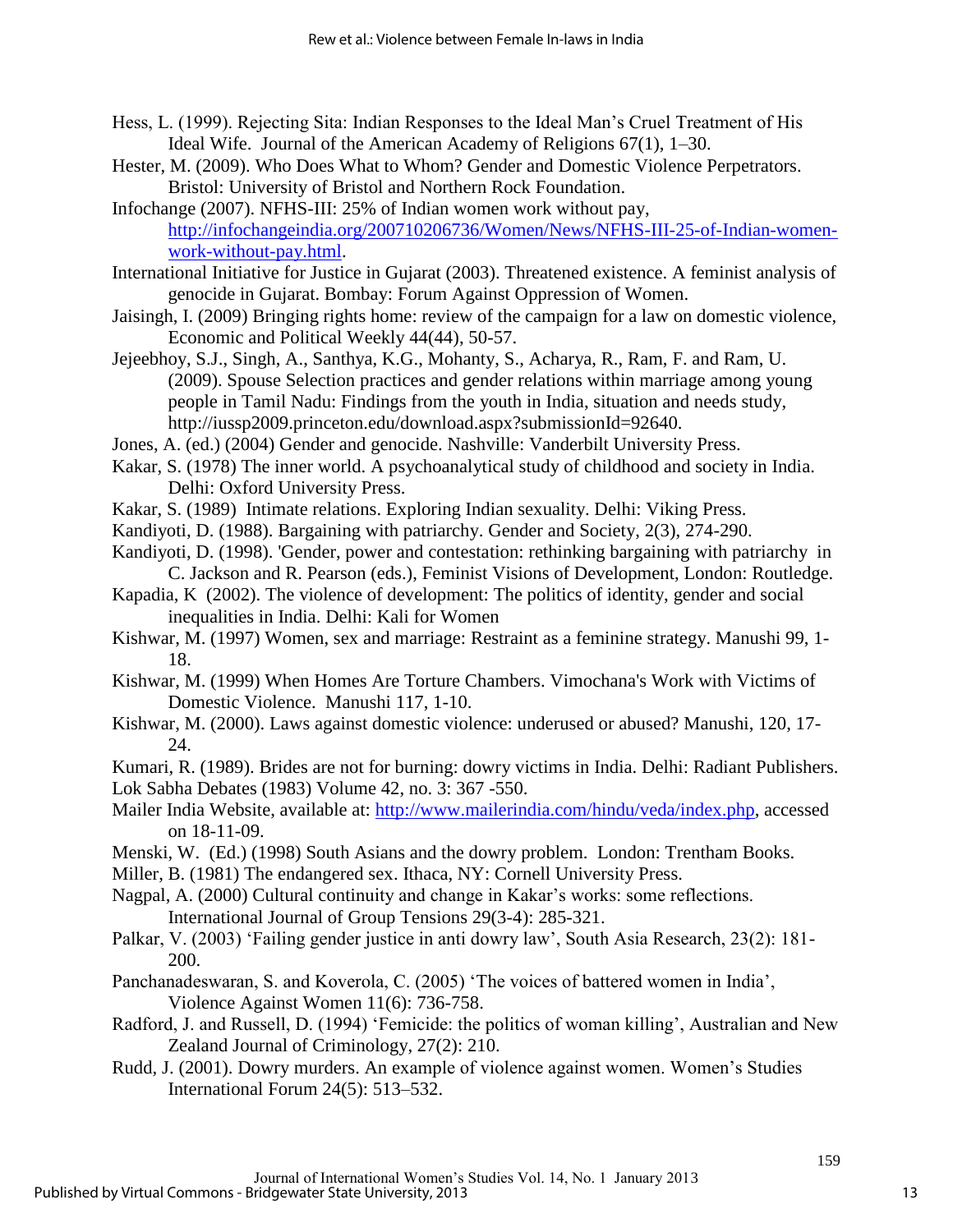Hess, L. (1999). Rejecting Sita: Indian Responses to the Ideal Man's Cruel Treatment of His Ideal Wife. Journal of the American Academy of Religions 67(1), 1–30.

Hester, M. (2009). Who Does What to Whom? Gender and Domestic Violence Perpetrators. Bristol: University of Bristol and Northern Rock Foundation.

Infochange (2007). NFHS-III: 25% of Indian women work without pay, [http://infochangeindia.org/200710206736/Women/News/NFHS-III-25-of-Indian-women-work-without-pay.html](http://infochangeindia.org/200710206736/Women/News/NFHS-III-25-of-Indian-women-work-without-pay.html).

International Initiative for Justice in Gujarat (2003). Threatened existence. A feminist analysis of genocide in Gujarat. Bombay: Forum Against Oppression of Women.

Jaisingh, I. (2009) Bringing rights home: review of the campaign for a law on domestic violence, Economic and Political Weekly 44(44), 50-57.

Jejeebhoy, S.J., Singh, A., Santhya, K.G., Mohanty, S., Acharya, R., Ram, F. and Ram, U. (2009). Spouse Selection practices and gender relations within marriage among young people in Tamil Nadu: Findings from the youth in India, situation and needs study, http://iussp2009.princeton.edu/download.aspx?submissionId=92640.

Jones, A. (ed.) (2004) Gender and genocide. Nashville: Vanderbilt University Press.

Kakar, S. (1978) The inner world. A psychoanalytical study of childhood and society in India. Delhi: Oxford University Press.

Kakar, S. (1989) Intimate relations. Exploring Indian sexuality. Delhi: Viking Press.

Kandiyoti, D. (1988). Bargaining with patriarchy. Gender and Society, 2(3), 274-290.

Kandiyoti, D. (1998). 'Gender, power and contestation: rethinking bargaining with patriarchy in C. Jackson and R. Pearson (eds.), Feminist Visions of Development, London: Routledge.

Kapadia, K (2002). The violence of development: The politics of identity, gender and social inequalities in India. Delhi: Kali for Women

Kishwar, M. (1997) Women, sex and marriage: Restraint as a feminine strategy. Manushi 99, 1-18.

Kishwar, M. (1999) When Homes Are Torture Chambers. Vimochana's Work with Victims of Domestic Violence. Manushi 117, 1-10.

Kishwar, M. (2000). Laws against domestic violence: underused or abused? Manushi, 120, 17-24.

Kumari, R. (1989). Brides are not for burning: dowry victims in India. Delhi: Radiant Publishers.

Lok Sabha Debates (1983) Volume 42, no. 3: 367 -550.

Mailer India Website, available at: [http://www.mailerindia.com/hindu/veda/index.php](http://www.mailerindia.com/hindu/veda/index.php), accessed on 18-11-09.

Menski, W. (Ed.) (1998) South Asians and the dowry problem. London: Trentham Books.

Miller, B. (1981) The endangered sex. Ithaca, NY: Cornell University Press.

Nagpal, A. (2000) Cultural continuity and change in Kakar's works: some reflections. International Journal of Group Tensions 29(3-4): 285-321.

Palkar, V. (2003) 'Failing gender justice in anti dowry law', South Asia Research, 23(2): 181-200.

Panchanadeswaran, S. and Koverola, C. (2005) 'The voices of battered women in India', Violence Against Women 11(6): 736-758.

Radford, J. and Russell, D. (1994) 'Femicide: the politics of woman killing', Australian and New Zealand Journal of Criminology, 27(2): 210.

Rudd, J. (2001). Dowry murders. An example of violence against women. Women's Studies International Forum 24(5): 513–532.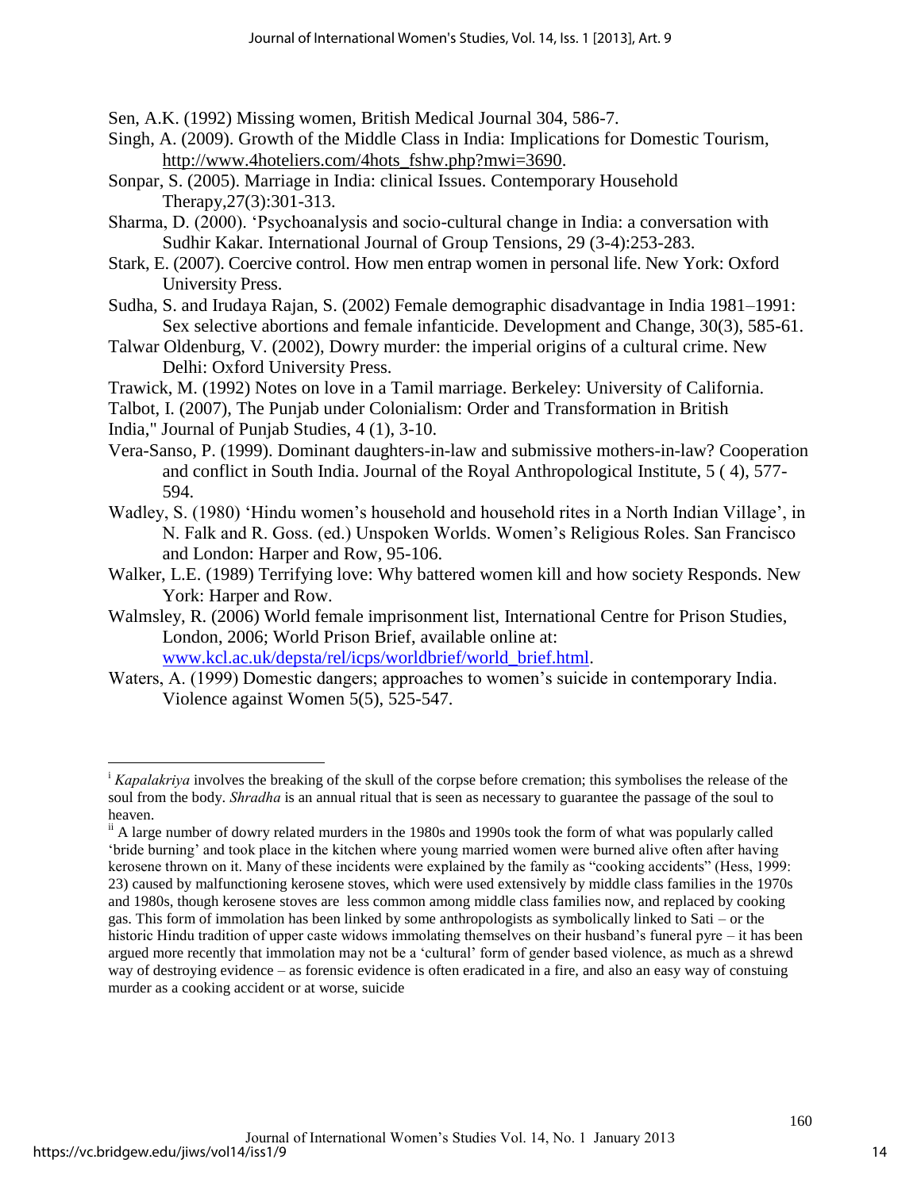Sen, A.K. (1992) Missing women, British Medical Journal 304, 586-7.

Singh, A. (2009). Growth of the Middle Class in India: Implications for Domestic Tourism, http://www.4hoteliers.com/4hots_fshw.php?mwi=3690.

Sonpar, S. (2005). Marriage in India: clinical Issues. Contemporary Household Therapy,27(3):301-313.

Sharma, D. (2000). 'Psychoanalysis and socio-cultural change in India: a conversation with Sudhir Kakar. International Journal of Group Tensions, 29 (3-4):253-283.

Stark, E. (2007). Coercive control. How men entrap women in personal life. New York: Oxford University Press.

Sudha, S. and Irudaya Rajan, S. (2002) Female demographic disadvantage in India 1981–1991: Sex selective abortions and female infanticide. Development and Change, 30(3), 585-61.

Talwar Oldenburg, V. (2002), Dowry murder: the imperial origins of a cultural crime. New Delhi: Oxford University Press.

Trawick, M. (1992) Notes on love in a Tamil marriage. Berkeley: University of California.

Talbot, I. (2007), The Punjab under Colonialism: Order and Transformation in British India," Journal of Punjab Studies, 4 (1), 3-10.

Vera-Sanso, P. (1999). Dominant daughters-in-law and submissive mothers-in-law? Cooperation and conflict in South India. Journal of the Royal Anthropological Institute, 5 ( 4), 577-594.

Wadley, S. (1980) 'Hindu women's household and household rites in a North Indian Village', in N. Falk and R. Goss. (ed.) Unspoken Worlds. Women's Religious Roles. San Francisco and London: Harper and Row, 95-106.

Walker, L.E. (1989) Terrifying love: Why battered women kill and how society Responds. New York: Harper and Row.

Walmsley, R. (2006) World female imprisonment list, International Centre for Prison Studies, London, 2006; World Prison Brief, available online at: www.kcl.ac.uk/depsta/rel/icps/worldbrief/world_brief.html.

Waters, A. (1999) Domestic dangers; approaches to women's suicide in contemporary India. Violence against Women 5(5), 525-547.

---

[i] *Kapalakriya* involves the breaking of the skull of the corpse before cremation; this symbolises the release of the soul from the body. *Shradha* is an annual ritual that is seen as necessary to guarantee the passage of the soul to heaven.

[ii] A large number of dowry related murders in the 1980s and 1990s took the form of what was popularly called 'bride burning' and took place in the kitchen where young married women were burned alive often after having kerosene thrown on it. Many of these incidents were explained by the family as "cooking accidents" (Hess, 1999: 23) caused by malfunctioning kerosene stoves, which were used extensively by middle class families in the 1970s and 1980s, though kerosene stoves are less common among middle class families now, and replaced by cooking gas. This form of immolation has been linked by some anthropologists as symbolically linked to Sati – or the historic Hindu tradition of upper caste widows immolating themselves on their husband's funeral pyre – it has been argued more recently that immolation may not be a 'cultural' form of gender based violence, as much as a shrewd way of destroying evidence – as forensic evidence is often eradicated in a fire, and also an easy way of constuing murder as a cooking accident or at worse, suicide